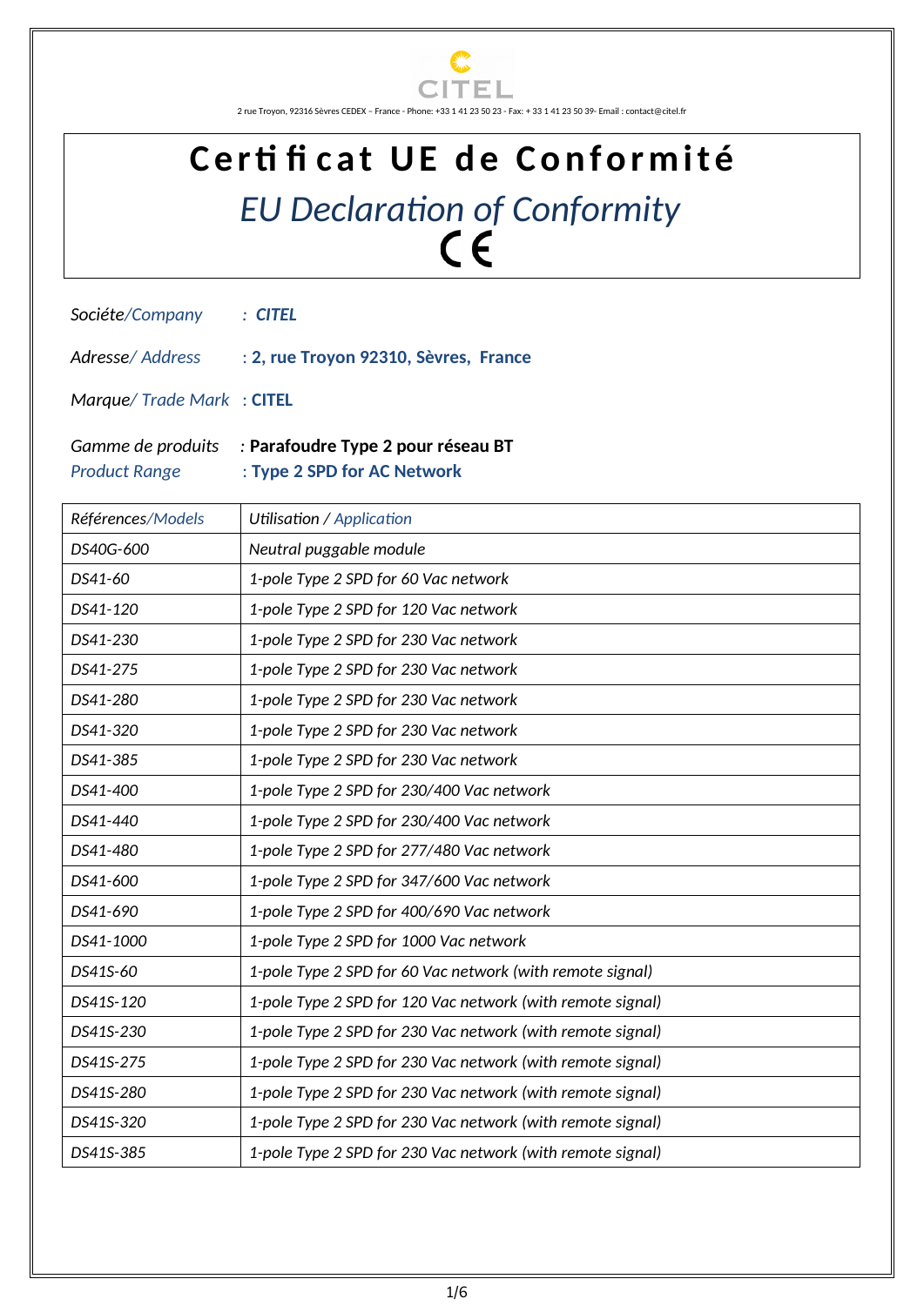CITEL

2 rue Troyon, 92316 Sèvres CEDEX – France - Phone: +33 1 41 23 50 23 - Fax: + 33 1 41 23 50 39- Email : contact@citel.fr

# Certificat UE de Conformité

## *EU Declaration of Conformity*

CE

*Sociéte/Company* : ***CITEL***

*Adresse/ Address* : **2, rue Troyon 92310, Sèvres, France**

*Marque/ Trade Mark* : **CITEL**

*Gamme de produits* : **Parafoudre Type 2 pour réseau BT**
*Product Range* : **Type 2 SPD for AC Network**

| *Références/Models* | *Utilisation / Application* |
|---|---|
| *DS40G-600* | *Neutral puggable module* |
| *DS41-60* | *1-pole Type 2 SPD for 60 Vac network* |
| *DS41-120* | *1-pole Type 2 SPD for 120 Vac network* |
| *DS41-230* | *1-pole Type 2 SPD for 230 Vac network* |
| *DS41-275* | *1-pole Type 2 SPD for 230 Vac network* |
| *DS41-280* | *1-pole Type 2 SPD for 230 Vac network* |
| *DS41-320* | *1-pole Type 2 SPD for 230 Vac network* |
| *DS41-385* | *1-pole Type 2 SPD for 230 Vac network* |
| *DS41-400* | *1-pole Type 2 SPD for 230/400 Vac network* |
| *DS41-440* | *1-pole Type 2 SPD for 230/400 Vac network* |
| *DS41-480* | *1-pole Type 2 SPD for 277/480 Vac network* |
| *DS41-600* | *1-pole Type 2 SPD for 347/600 Vac network* |
| *DS41-690* | *1-pole Type 2 SPD for 400/690 Vac network* |
| *DS41-1000* | *1-pole Type 2 SPD for 1000 Vac network* |
| *DS41S-60* | *1-pole Type 2 SPD for 60 Vac network (with remote signal)* |
| *DS41S-120* | *1-pole Type 2 SPD for 120 Vac network (with remote signal)* |
| *DS41S-230* | *1-pole Type 2 SPD for 230 Vac network (with remote signal)* |
| *DS41S-275* | *1-pole Type 2 SPD for 230 Vac network (with remote signal)* |
| *DS41S-280* | *1-pole Type 2 SPD for 230 Vac network (with remote signal)* |
| *DS41S-320* | *1-pole Type 2 SPD for 230 Vac network (with remote signal)* |
| *DS41S-385* | *1-pole Type 2 SPD for 230 Vac network (with remote signal)* |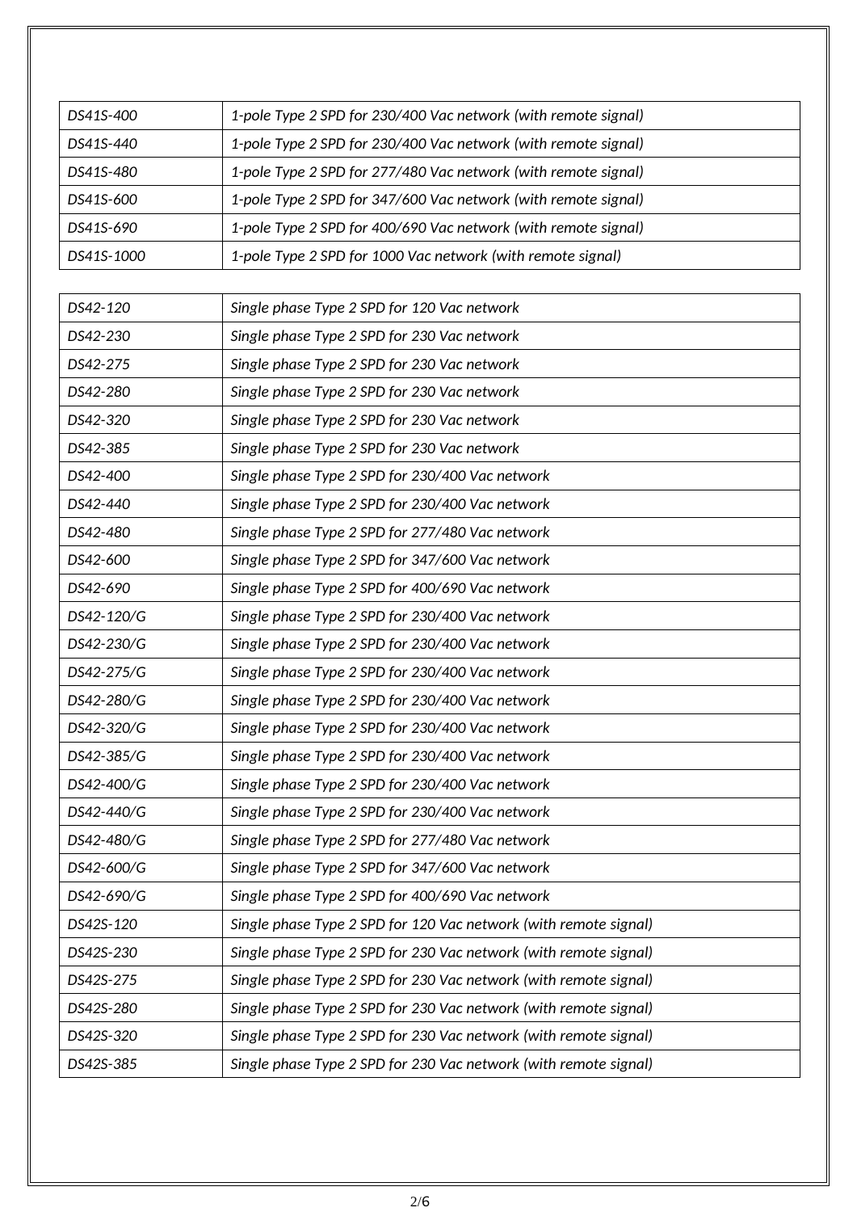| | |
|---|---|
| *DS41S-400* | *1-pole Type 2 SPD for 230/400 Vac network (with remote signal)* |
| *DS41S-440* | *1-pole Type 2 SPD for 230/400 Vac network (with remote signal)* |
| *DS41S-480* | *1-pole Type 2 SPD for 277/480 Vac network (with remote signal)* |
| *DS41S-600* | *1-pole Type 2 SPD for 347/600 Vac network (with remote signal)* |
| *DS41S-690* | *1-pole Type 2 SPD for 400/690 Vac network (with remote signal)* |
| *DS41S-1000* | *1-pole Type 2 SPD for 1000 Vac network (with remote signal)* |

| | |
|---|---|
| *DS42-120* | *Single phase Type 2 SPD for 120 Vac network* |
| *DS42-230* | *Single phase Type 2 SPD for 230 Vac network* |
| *DS42-275* | *Single phase Type 2 SPD for 230 Vac network* |
| *DS42-280* | *Single phase Type 2 SPD for 230 Vac network* |
| *DS42-320* | *Single phase Type 2 SPD for 230 Vac network* |
| *DS42-385* | *Single phase Type 2 SPD for 230 Vac network* |
| *DS42-400* | *Single phase Type 2 SPD for 230/400 Vac network* |
| *DS42-440* | *Single phase Type 2 SPD for 230/400 Vac network* |
| *DS42-480* | *Single phase Type 2 SPD for 277/480 Vac network* |
| *DS42-600* | *Single phase Type 2 SPD for 347/600 Vac network* |
| *DS42-690* | *Single phase Type 2 SPD for 400/690 Vac network* |
| *DS42-120/G* | *Single phase Type 2 SPD for 230/400 Vac network* |
| *DS42-230/G* | *Single phase Type 2 SPD for 230/400 Vac network* |
| *DS42-275/G* | *Single phase Type 2 SPD for 230/400 Vac network* |
| *DS42-280/G* | *Single phase Type 2 SPD for 230/400 Vac network* |
| *DS42-320/G* | *Single phase Type 2 SPD for 230/400 Vac network* |
| *DS42-385/G* | *Single phase Type 2 SPD for 230/400 Vac network* |
| *DS42-400/G* | *Single phase Type 2 SPD for 230/400 Vac network* |
| *DS42-440/G* | *Single phase Type 2 SPD for 230/400 Vac network* |
| *DS42-480/G* | *Single phase Type 2 SPD for 277/480 Vac network* |
| *DS42-600/G* | *Single phase Type 2 SPD for 347/600 Vac network* |
| *DS42-690/G* | *Single phase Type 2 SPD for 400/690 Vac network* |
| *DS42S-120* | *Single phase Type 2 SPD for 120 Vac network (with remote signal)* |
| *DS42S-230* | *Single phase Type 2 SPD for 230 Vac network (with remote signal)* |
| *DS42S-275* | *Single phase Type 2 SPD for 230 Vac network (with remote signal)* |
| *DS42S-280* | *Single phase Type 2 SPD for 230 Vac network (with remote signal)* |
| *DS42S-320* | *Single phase Type 2 SPD for 230 Vac network (with remote signal)* |
| *DS42S-385* | *Single phase Type 2 SPD for 230 Vac network (with remote signal)* |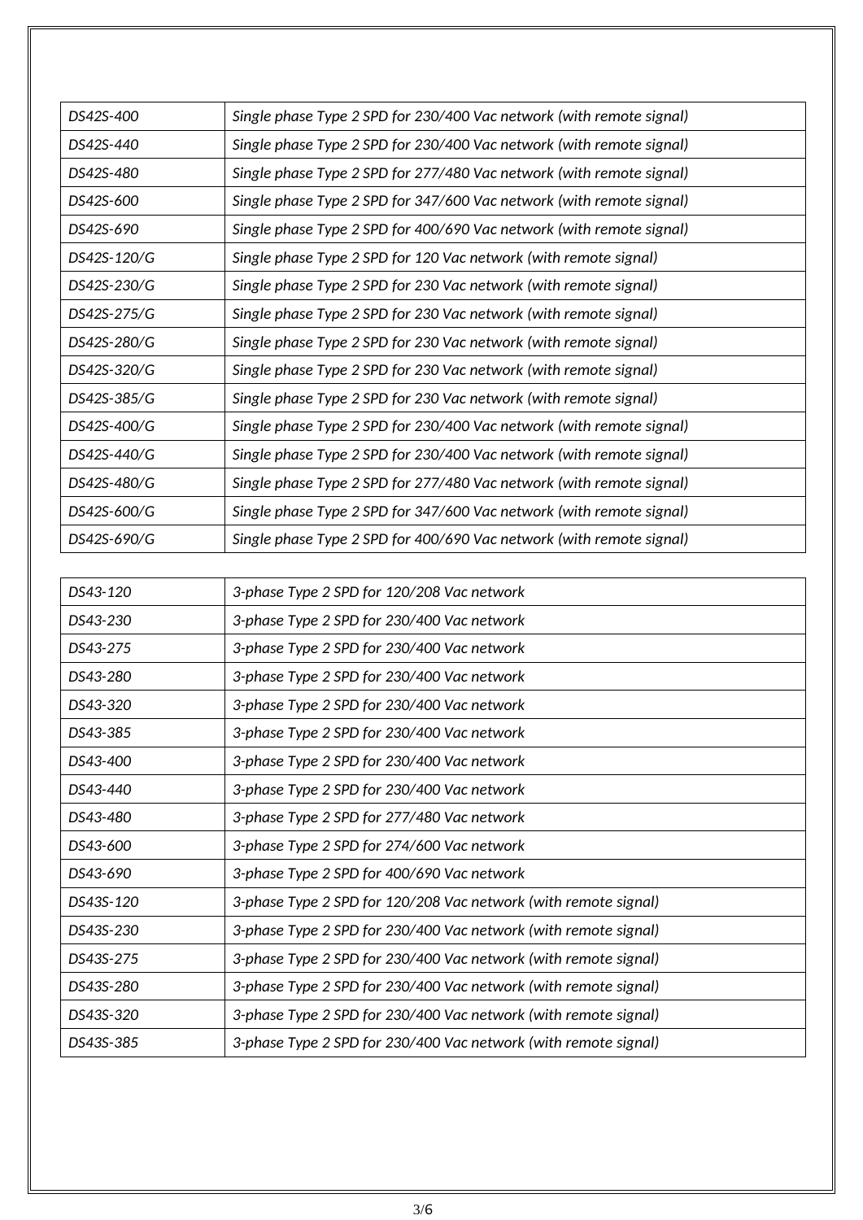| | |
|---|---|
| *DS42S-400* | *Single phase Type 2 SPD for 230/400 Vac network (with remote signal)* |
| *DS42S-440* | *Single phase Type 2 SPD for 230/400 Vac network (with remote signal)* |
| *DS42S-480* | *Single phase Type 2 SPD for 277/480 Vac network (with remote signal)* |
| *DS42S-600* | *Single phase Type 2 SPD for 347/600 Vac network (with remote signal)* |
| *DS42S-690* | *Single phase Type 2 SPD for 400/690 Vac network (with remote signal)* |
| *DS42S-120/G* | *Single phase Type 2 SPD for 120 Vac network (with remote signal)* |
| *DS42S-230/G* | *Single phase Type 2 SPD for 230 Vac network (with remote signal)* |
| *DS42S-275/G* | *Single phase Type 2 SPD for 230 Vac network (with remote signal)* |
| *DS42S-280/G* | *Single phase Type 2 SPD for 230 Vac network (with remote signal)* |
| *DS42S-320/G* | *Single phase Type 2 SPD for 230 Vac network (with remote signal)* |
| *DS42S-385/G* | *Single phase Type 2 SPD for 230 Vac network (with remote signal)* |
| *DS42S-400/G* | *Single phase Type 2 SPD for 230/400 Vac network (with remote signal)* |
| *DS42S-440/G* | *Single phase Type 2 SPD for 230/400 Vac network (with remote signal)* |
| *DS42S-480/G* | *Single phase Type 2 SPD for 277/480 Vac network (with remote signal)* |
| *DS42S-600/G* | *Single phase Type 2 SPD for 347/600 Vac network (with remote signal)* |
| *DS42S-690/G* | *Single phase Type 2 SPD for 400/690 Vac network (with remote signal)* |

| | |
|---|---|
| *DS43-120* | *3-phase Type 2 SPD for 120/208 Vac network* |
| *DS43-230* | *3-phase Type 2 SPD for 230/400 Vac network* |
| *DS43-275* | *3-phase Type 2 SPD for 230/400 Vac network* |
| *DS43-280* | *3-phase Type 2 SPD for 230/400 Vac network* |
| *DS43-320* | *3-phase Type 2 SPD for 230/400 Vac network* |
| *DS43-385* | *3-phase Type 2 SPD for 230/400 Vac network* |
| *DS43-400* | *3-phase Type 2 SPD for 230/400 Vac network* |
| *DS43-440* | *3-phase Type 2 SPD for 230/400 Vac network* |
| *DS43-480* | *3-phase Type 2 SPD for 277/480 Vac network* |
| *DS43-600* | *3-phase Type 2 SPD for 274/600 Vac network* |
| *DS43-690* | *3-phase Type 2 SPD for 400/690 Vac network* |
| *DS43S-120* | *3-phase Type 2 SPD for 120/208 Vac network (with remote signal)* |
| *DS43S-230* | *3-phase Type 2 SPD for 230/400 Vac network (with remote signal)* |
| *DS43S-275* | *3-phase Type 2 SPD for 230/400 Vac network (with remote signal)* |
| *DS43S-280* | *3-phase Type 2 SPD for 230/400 Vac network (with remote signal)* |
| *DS43S-320* | *3-phase Type 2 SPD for 230/400 Vac network (with remote signal)* |
| *DS43S-385* | *3-phase Type 2 SPD for 230/400 Vac network (with remote signal)* |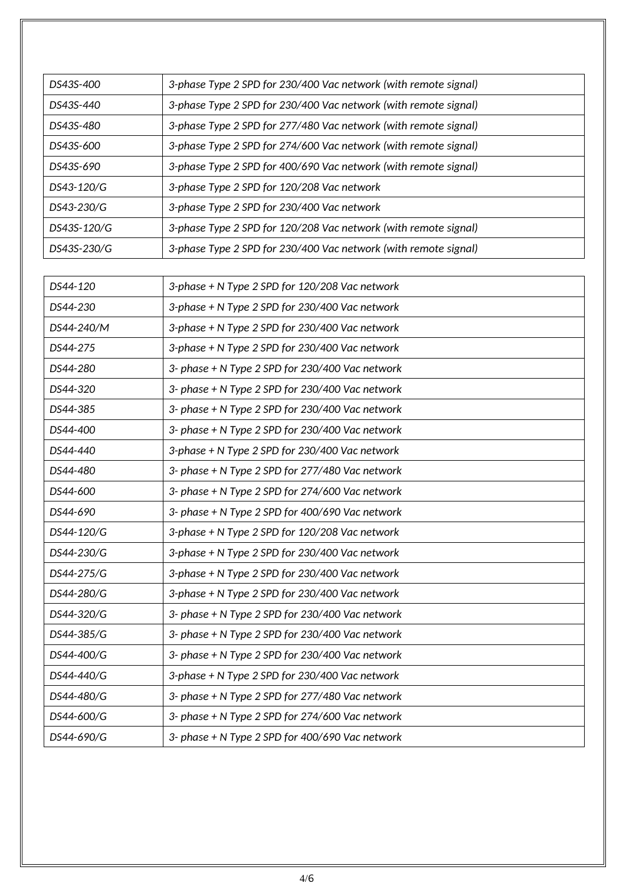| | |
|---|---|
| *DS43S-400* | *3-phase Type 2 SPD for 230/400 Vac network (with remote signal)* |
| *DS43S-440* | *3-phase Type 2 SPD for 230/400 Vac network (with remote signal)* |
| *DS43S-480* | *3-phase Type 2 SPD for 277/480 Vac network (with remote signal)* |
| *DS43S-600* | *3-phase Type 2 SPD for 274/600 Vac network (with remote signal)* |
| *DS43S-690* | *3-phase Type 2 SPD for 400/690 Vac network (with remote signal)* |
| *DS43-120/G* | *3-phase Type 2 SPD for 120/208 Vac network* |
| *DS43-230/G* | *3-phase Type 2 SPD for 230/400 Vac network* |
| *DS43S-120/G* | *3-phase Type 2 SPD for 120/208 Vac network (with remote signal)* |
| *DS43S-230/G* | *3-phase Type 2 SPD for 230/400 Vac network (with remote signal)* |

| | |
|---|---|
| *DS44-120* | *3-phase + N Type 2 SPD for 120/208 Vac network* |
| *DS44-230* | *3-phase + N Type 2 SPD for 230/400 Vac network* |
| *DS44-240/M* | *3-phase + N Type 2 SPD for 230/400 Vac network* |
| *DS44-275* | *3-phase + N Type 2 SPD for 230/400 Vac network* |
| *DS44-280* | *3- phase + N Type 2 SPD for 230/400 Vac network* |
| *DS44-320* | *3- phase + N Type 2 SPD for 230/400 Vac network* |
| *DS44-385* | *3- phase + N Type 2 SPD for 230/400 Vac network* |
| *DS44-400* | *3- phase + N Type 2 SPD for 230/400 Vac network* |
| *DS44-440* | *3-phase + N Type 2 SPD for 230/400 Vac network* |
| *DS44-480* | *3- phase + N Type 2 SPD for 277/480 Vac network* |
| *DS44-600* | *3- phase + N Type 2 SPD for 274/600 Vac network* |
| *DS44-690* | *3- phase + N Type 2 SPD for 400/690 Vac network* |
| *DS44-120/G* | *3-phase + N Type 2 SPD for 120/208 Vac network* |
| *DS44-230/G* | *3-phase + N Type 2 SPD for 230/400 Vac network* |
| *DS44-275/G* | *3-phase + N Type 2 SPD for 230/400 Vac network* |
| *DS44-280/G* | *3-phase + N Type 2 SPD for 230/400 Vac network* |
| *DS44-320/G* | *3- phase + N Type 2 SPD for 230/400 Vac network* |
| *DS44-385/G* | *3- phase + N Type 2 SPD for 230/400 Vac network* |
| *DS44-400/G* | *3- phase + N Type 2 SPD for 230/400 Vac network* |
| *DS44-440/G* | *3-phase + N Type 2 SPD for 230/400 Vac network* |
| *DS44-480/G* | *3- phase + N Type 2 SPD for 277/480 Vac network* |
| *DS44-600/G* | *3- phase + N Type 2 SPD for 274/600 Vac network* |
| *DS44-690/G* | *3- phase + N Type 2 SPD for 400/690 Vac network* |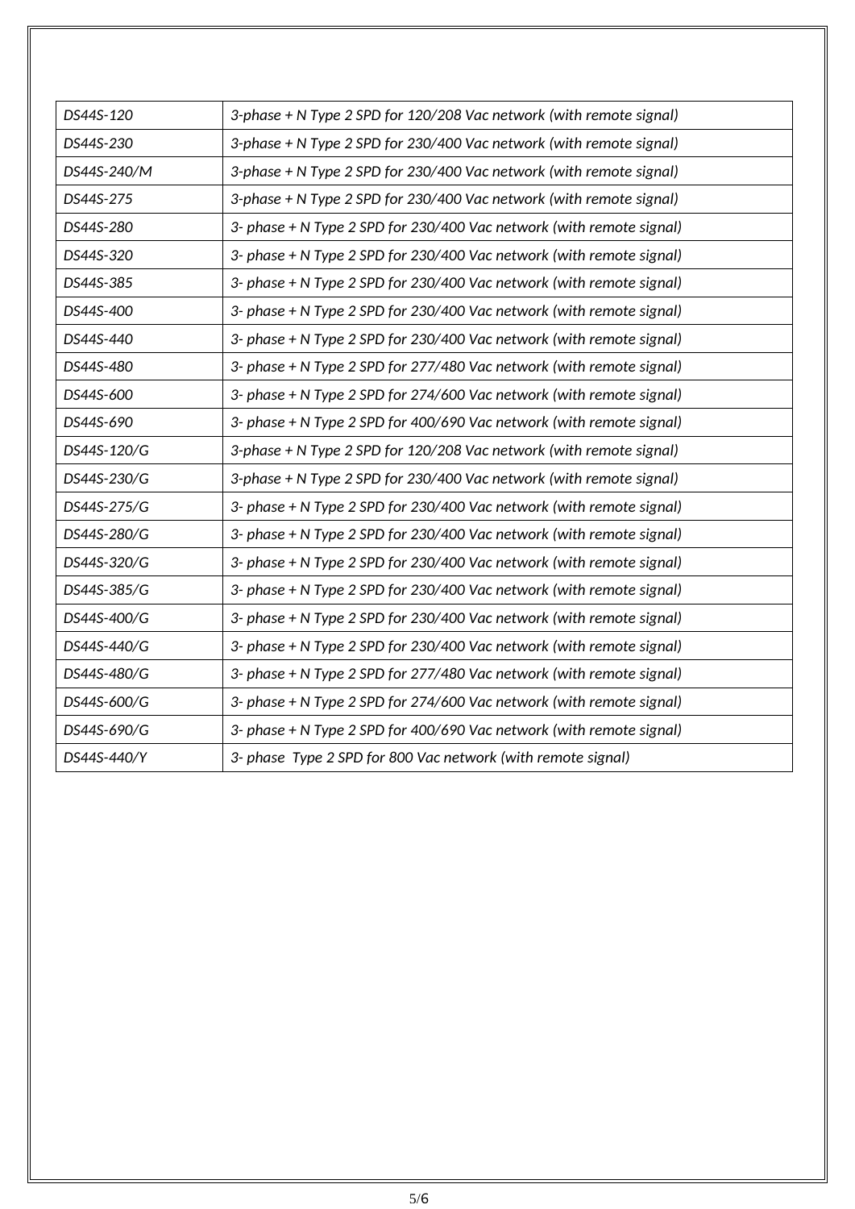| *DS44S-120* | *3-phase + N Type 2 SPD for 120/208 Vac network (with remote signal)* |
|---|---|
| *DS44S-230* | *3-phase + N Type 2 SPD for 230/400 Vac network (with remote signal)* |
| *DS44S-240/M* | *3-phase + N Type 2 SPD for 230/400 Vac network (with remote signal)* |
| *DS44S-275* | *3-phase + N Type 2 SPD for 230/400 Vac network (with remote signal)* |
| *DS44S-280* | *3- phase + N Type 2 SPD for 230/400 Vac network (with remote signal)* |
| *DS44S-320* | *3- phase + N Type 2 SPD for 230/400 Vac network (with remote signal)* |
| *DS44S-385* | *3- phase + N Type 2 SPD for 230/400 Vac network (with remote signal)* |
| *DS44S-400* | *3- phase + N Type 2 SPD for 230/400 Vac network (with remote signal)* |
| *DS44S-440* | *3- phase + N Type 2 SPD for 230/400 Vac network (with remote signal)* |
| *DS44S-480* | *3- phase + N Type 2 SPD for 277/480 Vac network (with remote signal)* |
| *DS44S-600* | *3- phase + N Type 2 SPD for 274/600 Vac network (with remote signal)* |
| *DS44S-690* | *3- phase + N Type 2 SPD for 400/690 Vac network (with remote signal)* |
| *DS44S-120/G* | *3-phase + N Type 2 SPD for 120/208 Vac network (with remote signal)* |
| *DS44S-230/G* | *3-phase + N Type 2 SPD for 230/400 Vac network (with remote signal)* |
| *DS44S-275/G* | *3- phase + N Type 2 SPD for 230/400 Vac network (with remote signal)* |
| *DS44S-280/G* | *3- phase + N Type 2 SPD for 230/400 Vac network (with remote signal)* |
| *DS44S-320/G* | *3- phase + N Type 2 SPD for 230/400 Vac network (with remote signal)* |
| *DS44S-385/G* | *3- phase + N Type 2 SPD for 230/400 Vac network (with remote signal)* |
| *DS44S-400/G* | *3- phase + N Type 2 SPD for 230/400 Vac network (with remote signal)* |
| *DS44S-440/G* | *3- phase + N Type 2 SPD for 230/400 Vac network (with remote signal)* |
| *DS44S-480/G* | *3- phase + N Type 2 SPD for 277/480 Vac network (with remote signal)* |
| *DS44S-600/G* | *3- phase + N Type 2 SPD for 274/600 Vac network (with remote signal)* |
| *DS44S-690/G* | *3- phase + N Type 2 SPD for 400/690 Vac network (with remote signal)* |
| *DS44S-440/Y* | *3- phase Type 2 SPD for 800 Vac network (with remote signal)* |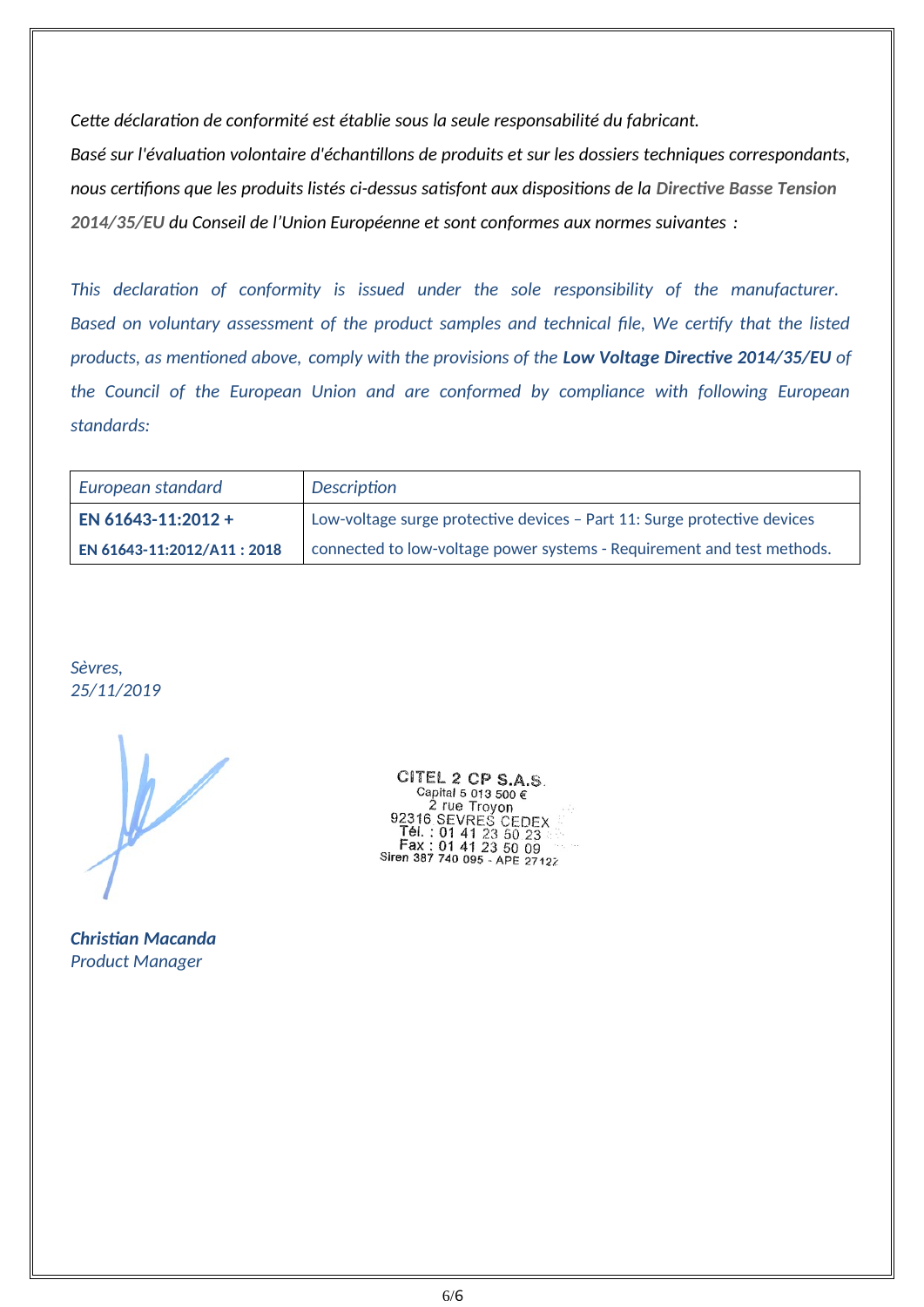*Cette déclaration de conformité est établie sous la seule responsabilité du fabricant.*
*Basé sur l'évaluation volontaire d'échantillons de produits et sur les dossiers techniques correspondants, nous certifions que les produits listés ci-dessus satisfont aux dispositions de la* ***Directive Basse Tension 2014/35/EU*** *du Conseil de l'Union Européenne et sont conformes aux normes suivantes :*

*This declaration of conformity is issued under the sole responsibility of the manufacturer. Based on voluntary assessment of the product samples and technical file, We certify that the listed products, as mentioned above, comply with the provisions of the* ***Low Voltage Directive 2014/35/EU*** *of the Council of the European Union and are conformed by compliance with following European standards:*

| *European standard* | *Description* |
|---|---|
| **EN 61643-11:2012 +** **EN 61643-11:2012/A11 : 2018** | Low-voltage surge protective devices – Part 11: Surge protective devices connected to low-voltage power systems - Requirement and test methods. |

*Sèvres,*
*25/11/2019*

CITEL 2 CP S.A.S.
Capital 5 013 500 €
2 rue Troyon
92316 SEVRES CEDEX
Tél. : 01 41 23 50 23
Fax : 01 41 23 50 09
Siren 387 740 095 - APE 2712Z

***Christian Macanda***
*Product Manager*